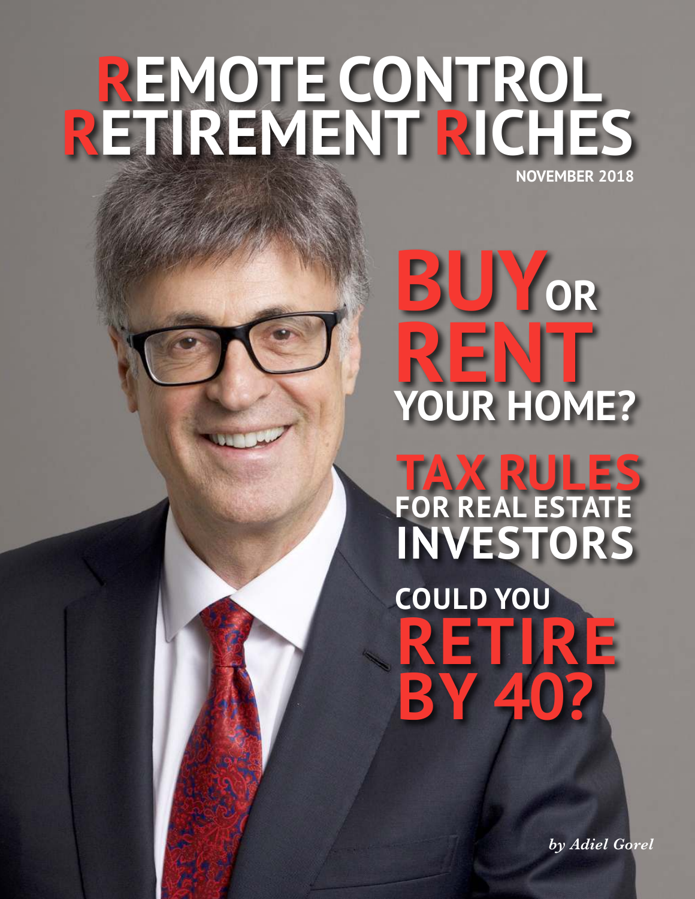# REMOTE CONTROL RETIREMENT RICHES

NOVEMBER 2018

## BUY OR RENT YOUR HOME?

## TAX RULES FOR REAL ESTATE INVESTORS

## COULD YOU RETIRE BY 40?

*by Adiel Gorel*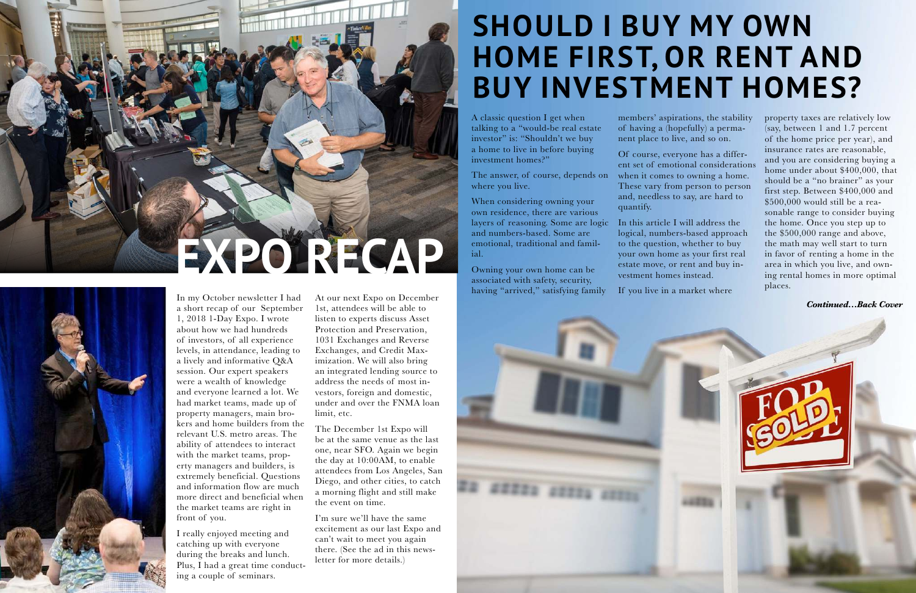# EXPO RECAP

In my October newsletter I had a short recap of our September 1, 2018 1-Day Expo. I wrote about how we had hundreds of investors, of all experience levels, in attendance, leading to a lively and informative Q&A session. Our expert speakers were a wealth of knowledge and everyone learned a lot. We had market teams, made up of property managers, main brokers and home builders from the relevant U.S. metro areas. The ability of attendees to interact with the market teams, property managers and builders, is extremely beneficial. Questions and information flow are much more direct and beneficial when the market teams are right in front of you.

I really enjoyed meeting and catching up with everyone during the breaks and lunch. Plus, I had a great time conducting a couple of seminars.

At our next Expo on December 1st, attendees will be able to listen to experts discuss Asset Protection and Preservation, 1031 Exchanges and Reverse Exchanges, and Credit Maximization. We will also bring an integrated lending source to address the needs of most investors, foreign and domestic, under and over the FNMA loan limit, etc.

The December 1st Expo will be at the same venue as the last one, near SFO. Again we begin the day at 10:00AM, to enable attendees from Los Angeles, San Diego, and other cities, to catch a morning flight and still make the event on time.

I'm sure we'll have the same excitement as our last Expo and can't wait to meet you again there. (See the ad in this newsletter for more details.)

# SHOULD I BUY MY OWN HOME FIRST, OR RENT AND BUY INVESTMENT HOMES?

A classic question I get when talking to a "would-be real estate investor" is: "Shouldn't we buy a home to live in before buying investment homes?"

The answer, of course, depends on where you live.

When considering owning your own residence, there are various layers of reasoning. Some are logic and numbers-based. Some are emotional, traditional and familial.

Owning your own home can be associated with safety, security, having "arrived," satisfying family members' aspirations, the stability of having a (hopefully) a permanent place to live, and so on.

Of course, everyone has a different set of emotional considerations when it comes to owning a home. These vary from person to person and, needless to say, are hard to quantify.

In this article I will address the logical, numbers-based approach to the question, whether to buy your own home as your first real estate move, or rent and buy investment homes instead.

If you live in a market where property taxes are relatively low (say, between 1 and 1.7 percent of the home price per year), and insurance rates are reasonable, and you are considering buying a home under about $400,000, that should be a "no brainer" as your first step. Between $400,000 and $500,000 would still be a reasonable range to consider buying the home. Once you step up to the $500,000 range and above, the math may well start to turn in favor of renting a home in the area in which you live, and owning rental homes in more optimal places.

***Continued…Back Cover***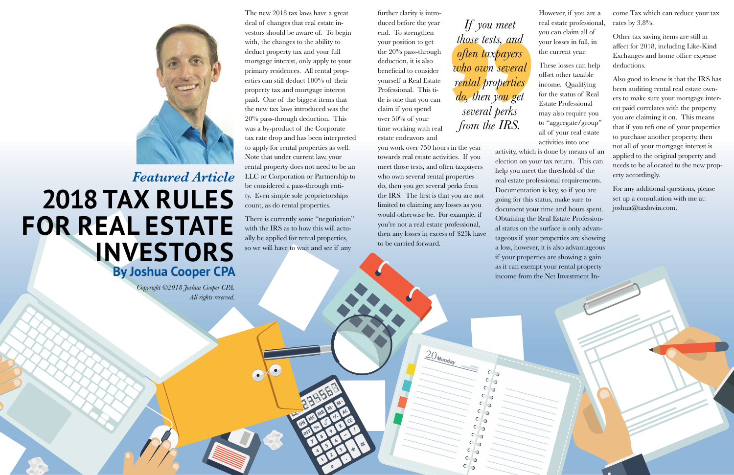*Featured Article*

# 2018 TAX RULES FOR REAL ESTATE INVESTORS

**By Joshua Cooper CPA**

*Copyright ©2018 Joshua Cooper CPA. All rights reserved.*

The new 2018 tax laws have a great deal of changes that real estate investors should be aware of. To begin with, the changes to the ability to deduct property tax and your full mortgage interest, only apply to your primary residences. All rental properties can still deduct 100% of their property tax and mortgage interest paid. One of the biggest items that the new tax laws introduced was the 20% pass-through deduction. This was a by-product of the Corporate tax rate drop and has been interpreted to apply for rental properties as well. Note that under current law, your rental property does not need to be an LLC or Corporation or Partnership to be considered a pass-through entity. Even simple sole proprietorships count, as do rental properties.

There is currently some "negotiation" with the IRS as to how this will actually be applied for rental properties, so we will have to wait and see if any further clarity is introduced before the year end. To strengthen your position to get the 20% pass-through deduction, it is also beneficial to consider yourself a Real Estate Professional. This title is one that you can claim if you spend over 50% of your time working with real estate endeavors and you work over 750 hours in the year towards real estate activities. If you meet those tests, and often taxpayers who own several rental properties do, then you get several perks from the IRS. The first is that you are not limited to claiming any losses as you would otherwise be. For example, if you're not a real estate professional, then any losses in excess of $25k have to be carried forward.

> *If you meet those tests, and often taxpayers who own several rental properties do, then you get several perks from the IRS.*

However, if you are a real estate professional, you can claim all of your losses in full, in the current year.

These losses can help offset other taxable income. Qualifying for the status of Real Estate Professional may also require you to "aggregate/group" all of your real estate activities into one activity, which is done by means of an election on your tax return. This can help you meet the threshold of the real estate professional requirements. Documentation is key, so if you are going for this status, make sure to document your time and hours spent. Obtaining the Real Estate Professional status on the surface is only advantageous if your properties are showing a loss, however, it is also advantageous if your properties are showing a gain as it can exempt your rental property income from the Net Investment Income Tax which can reduce your tax rates by 3.8%.

Other tax saving items are still in affect for 2018, including Like-Kind Exchanges and home office expense deductions.

Also good to know is that the IRS has been auditing rental real estate owners to make sure your mortgage interest paid correlates with the property you are claiming it on. This means that if you refi one of your properties to purchase another property, then not all of your mortgage interest is applied to the original property and needs to be allocated to the new property accordingly.

For any additional questions, please set up a consultation with me at: joshua@taxlovin.com.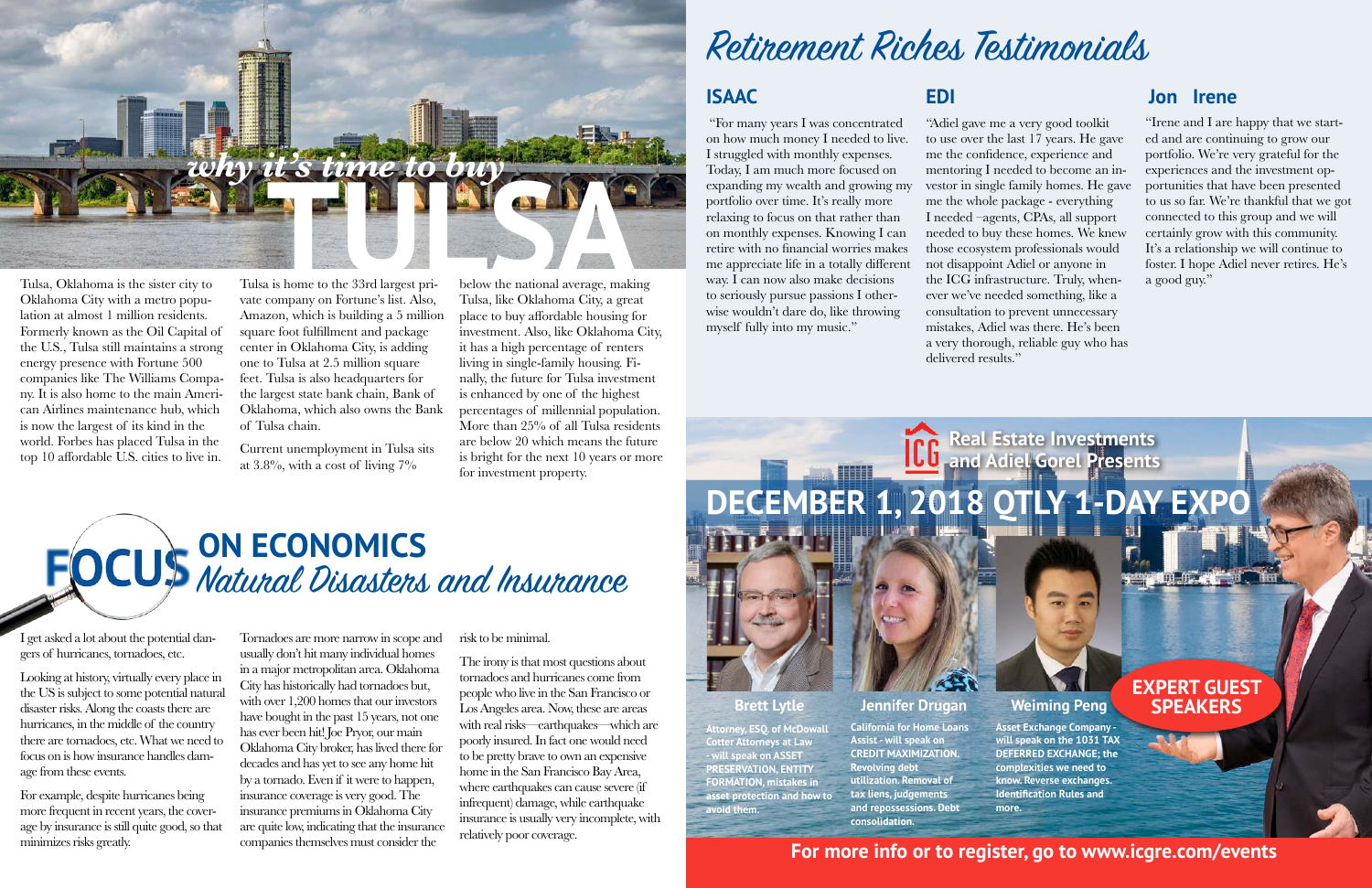# why it's time to buy TULSA

Tulsa, Oklahoma is the sister city to Oklahoma City with a metro population at almost 1 million residents. Formerly known as the Oil Capital of the U.S., Tulsa still maintains a strong energy presence with Fortune 500 companies like The Williams Company. It is also home to the main American Airlines maintenance hub, which is now the largest of its kind in the world. Forbes has placed Tulsa in the top 10 affordable U.S. cities to live in.

Tulsa is home to the 33rd largest private company on Fortune's list. Also, Amazon, which is building a 5 million square foot fulfillment and package center in Oklahoma City, is adding one to Tulsa at 2.5 million square feet. Tulsa is also headquarters for the largest state bank chain, Bank of Oklahoma, which also owns the Bank of Tulsa chain.

Current unemployment in Tulsa sits at 3.8%, with a cost of living 7% below the national average, making Tulsa, like Oklahoma City, a great place to buy affordable housing for investment. Also, like Oklahoma City, it has a high percentage of renters living in single-family housing. Finally, the future for Tulsa investment is enhanced by one of the highest percentages of millennial population. More than 25% of all Tulsa residents are below 20 which means the future is bright for the next 10 years or more for investment property.

# FOCUS ON ECONOMICS
## *Natural Disasters and Insurance*

I get asked a lot about the potential dangers of hurricanes, tornadoes, etc.

Looking at history, virtually every place in the US is subject to some potential natural disaster risks. Along the coasts there are hurricanes, in the middle of the country there are tornadoes, etc. What we need to focus on is how insurance handles damage from these events.

For example, despite hurricanes being more frequent in recent years, the coverage by insurance is still quite good, so that minimizes risks greatly.

Tornadoes are more narrow in scope and usually don't hit many individual homes in a major metropolitan area. Oklahoma City has historically had tornadoes but, with over 1,200 homes that our investors have bought in the past 15 years, not one has ever been hit! Joe Pryor, our main Oklahoma City broker, has lived there for decades and has yet to see any home hit by a tornado. Even if it were to happen, insurance coverage is very good. The insurance premiums in Oklahoma City are quite low, indicating that the insurance companies themselves must consider the risk to be minimal.

The irony is that most questions about tornadoes and hurricanes come from people who live in the San Francisco or Los Angeles area. Now, these are areas with real risks—earthquakes—which are poorly insured. In fact one would need to be pretty brave to own an expensive home in the San Francisco Bay Area, where earthquakes can cause severe (if infrequent) damage, while earthquake insurance is usually very incomplete, with relatively poor coverage.

# Retirement Riches Testimonials

### ISAAC

"For many years I was concentrated on how much money I needed to live. I struggled with monthly expenses. Today, I am much more focused on expanding my wealth and growing my portfolio over time. It's really more relaxing to focus on that rather than on monthly expenses. Knowing I can retire with no financial worries makes me appreciate life in a totally different way. I can now also make decisions to seriously pursue passions I otherwise wouldn't dare do, like throwing myself fully into my music."

### EDI

"Adiel gave me a very good toolkit to use over the last 17 years. He gave me the confidence, experience and mentoring I needed to become an investor in single family homes. He gave me the whole package - everything I needed –agents, CPAs, all support needed to buy these homes. We knew those ecosystem professionals would not disappoint Adiel or anyone in the ICG infrastructure. Truly, whenever we've needed something, like a consultation to prevent unnecessary mistakes, Adiel was there. He's been a very thorough, reliable guy who has delivered results."

### Jon Irene

"Irene and I are happy that we started and are continuing to grow our portfolio. We're very grateful for the experiences and the investment opportunities that have been presented to us so far. We're thankful that we got connected to this group and we will certainly grow with this community. It's a relationship we will continue to foster. I hope Adiel never retires. He's a good guy."

## ICG Real Estate Investments and Adiel Gorel Presents
# DECEMBER 1, 2018 QTLY 1-DAY EXPO

## EXPERT GUEST SPEAKERS

**Brett Lytle**
Attorney, ESQ. of McDowall Cotter Attorneys at Law - will speak on ASSET PRESERVATION, ENTITY FORMATION, mistakes in asset protection and how to avoid them.

**Jennifer Drugan**
California for Home Loans Assist - will speak on CREDIT MAXIMIZATION. Revolving debt utilization. Removal of tax liens, judgements and repossessions. Debt consolidation.

**Weiming Peng**
Asset Exchange Company - will speak on the 1031 TAX DEFERRED EXCHANGE; the complexities we need to know. Reverse exchanges. Identification Rules and more.

**For more info or to register, go to www.icgre.com/events**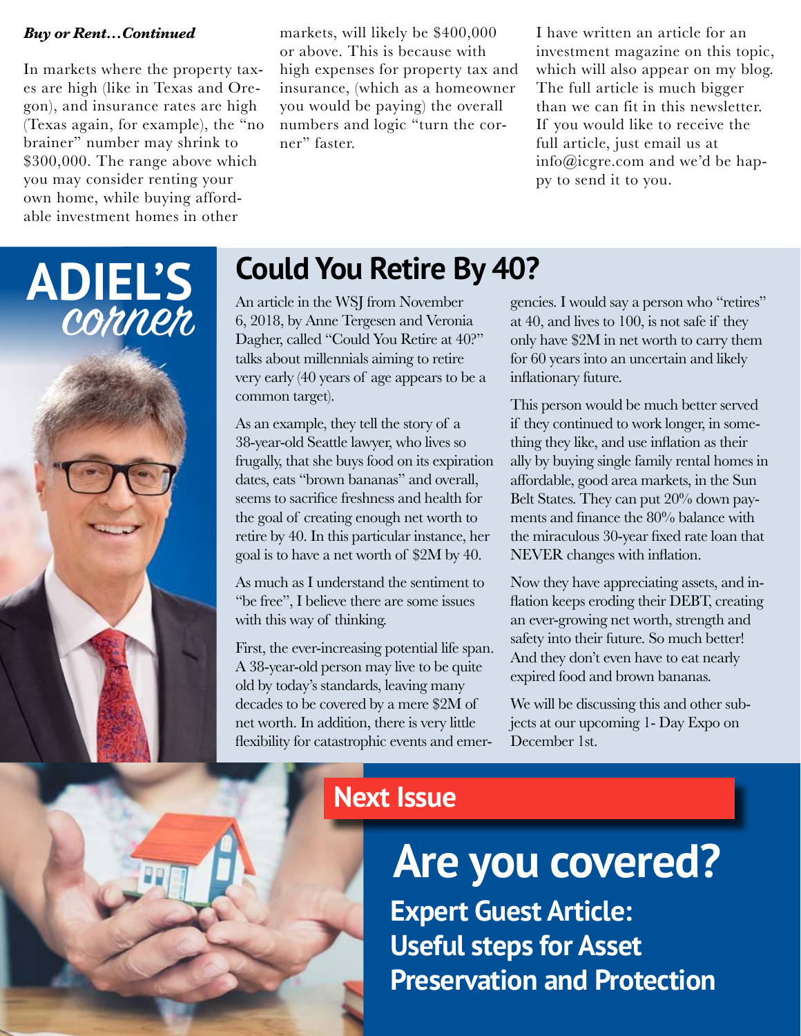***Buy or Rent…Continued***

In markets where the property taxes are high (like in Texas and Oregon), and insurance rates are high (Texas again, for example), the "no brainer" number may shrink to $300,000. The range above which you may consider renting your own home, while buying affordable investment homes in other markets, will likely be $400,000 or above. This is because with high expenses for property tax and insurance, (which as a homeowner you would be paying) the overall numbers and logic "turn the corner" faster.

I have written an article for an investment magazine on this topic, which will also appear on my blog. The full article is much bigger than we can fit in this newsletter. If you would like to receive the full article, just email us at info@icgre.com and we'd be happy to send it to you.

**ADIEL'S** *corner*

## Could You Retire By 40?

An article in the WSJ from November 6, 2018, by Anne Tergesen and Veronia Dagher, called "Could You Retire at 40?" talks about millennials aiming to retire very early (40 years of age appears to be a common target).

As an example, they tell the story of a 38-year-old Seattle lawyer, who lives so frugally, that she buys food on its expiration dates, eats "brown bananas" and overall, seems to sacrifice freshness and health for the goal of creating enough net worth to retire by 40. In this particular instance, her goal is to have a net worth of $2M by 40.

As much as I understand the sentiment to "be free", I believe there are some issues with this way of thinking.

First, the ever-increasing potential life span. A 38-year-old person may live to be quite old by today's standards, leaving many decades to be covered by a mere $2M of net worth. In addition, there is very little flexibility for catastrophic events and emergencies. I would say a person who "retires" at 40, and lives to 100, is not safe if they only have $2M in net worth to carry them for 60 years into an uncertain and likely inflationary future.

This person would be much better served if they continued to work longer, in something they like, and use inflation as their ally by buying single family rental homes in affordable, good area markets, in the Sun Belt States. They can put 20% down payments and finance the 80% balance with the miraculous 30-year fixed rate loan that NEVER changes with inflation.

Now they have appreciating assets, and inflation keeps eroding their DEBT, creating an ever-growing net worth, strength and safety into their future. So much better! And they don't even have to eat nearly expired food and brown bananas.

We will be discussing this and other subjects at our upcoming 1- Day Expo on December 1st.

## Next Issue

# Are you covered?

**Expert Guest Article: Useful steps for Asset Preservation and Protection**